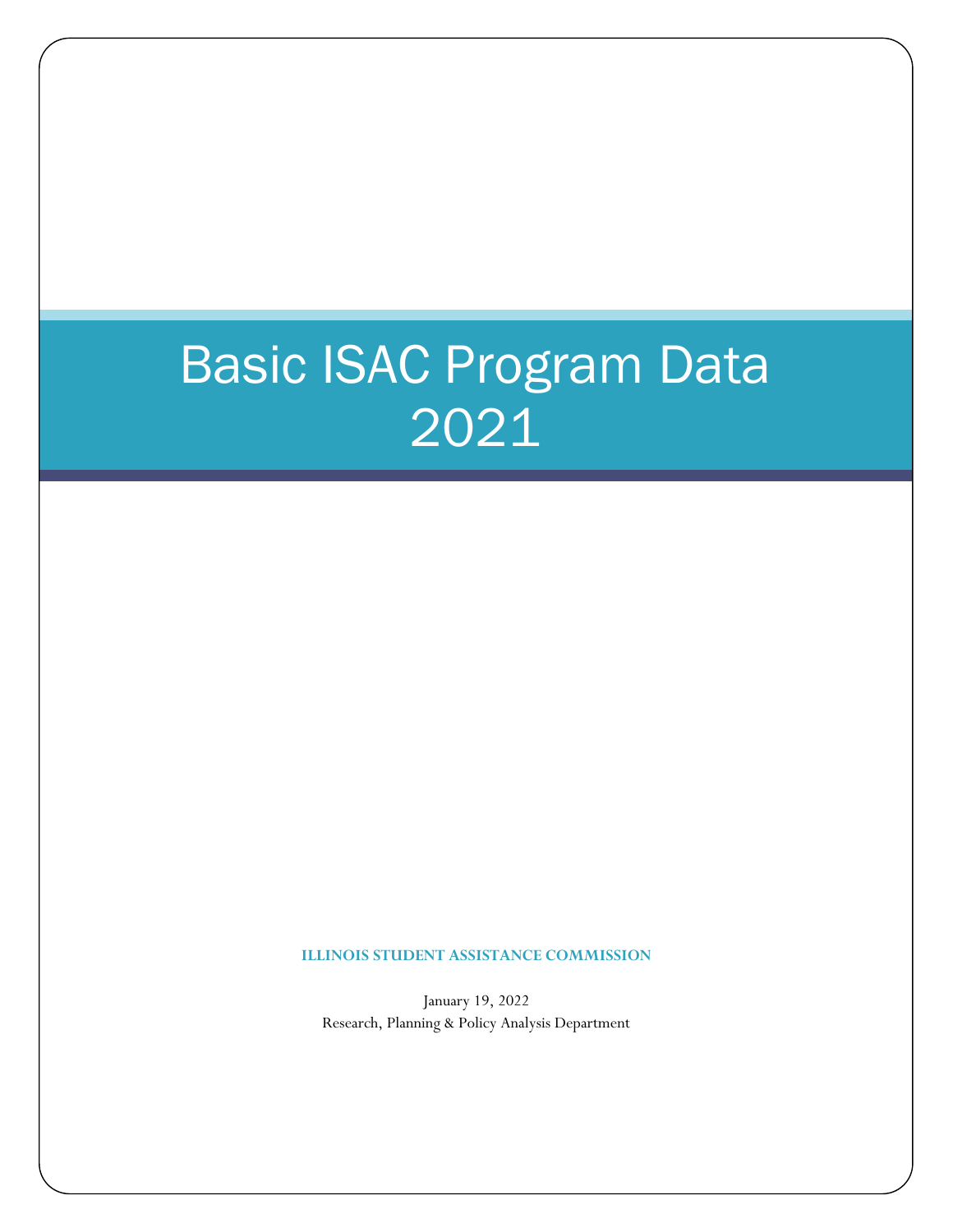# Basic ISAC Program Data 2021

**ILLINOIS STUDENT ASSISTANCE COMMISSION**

January 19, 2022

Research, Planning & Policy Analysis Department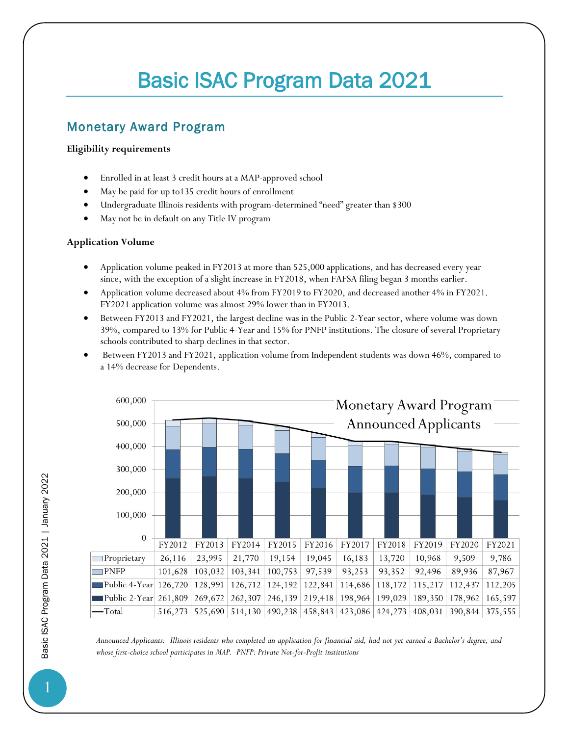# Basic ISAC Program Data 2021

## Monetary Award Program

**Eligibility requirements**

- Enrolled in at least 3 credit hours at a MAP-approved school
- May be paid for up to135 credit hours of enrollment
- Undergraduate Illinois residents with program-determined "need" greater than $300
- May not be in default on any Title IV program

**Application Volume**

- Application volume peaked in FY2013 at more than 525,000 applications, and has decreased every year since, with the exception of a slight increase in FY2018, when FAFSA filing began 3 months earlier.
- Application volume decreased about 4% from FY2019 to FY2020, and decreased another 4% in FY2021. FY2021 application volume was almost 29% lower than in FY2013.
- Between FY2013 and FY2021, the largest decline was in the Public 2-Year sector, where volume was down 39%, compared to 13% for Public 4-Year and 15% for PNFP institutions. The closure of several Proprietary schools contributed to sharp declines in that sector.
- Between FY2013 and FY2021, application volume from Independent students was down 46%, compared to a 14% decrease for Dependents.

**Monetary Award Program Announced Applicants**

| | FY2012 | FY2013 | FY2014 | FY2015 | FY2016 | FY2017 | FY2018 | FY2019 | FY2020 | FY2021 |
|---|---|---|---|---|---|---|---|---|---|---|
| Proprietary | 26,116 | 23,995 | 21,770 | 19,154 | 19,045 | 16,183 | 13,720 | 10,968 | 9,509 | 9,786 |
| PNFP | 101,628 | 103,032 | 103,341 | 100,753 | 97,539 | 93,253 | 93,352 | 92,496 | 89,936 | 87,967 |
| Public 4-Year | 126,720 | 128,991 | 126,712 | 124,192 | 122,841 | 114,686 | 118,172 | 115,217 | 112,437 | 112,205 |
| Public 2-Year | 261,809 | 269,672 | 262,307 | 246,139 | 219,418 | 198,964 | 199,029 | 189,350 | 178,962 | 165,597 |
| Total | 516,273 | 525,690 | 514,130 | 490,238 | 458,843 | 423,086 | 424,273 | 408,031 | 390,844 | 375,555 |

*Announced Applicants: Illinois residents who completed an application for financial aid, had not yet earned a Bachelor's degree, and whose first-choice school participates in MAP. PNFP: Private Not-for-Profit institutions*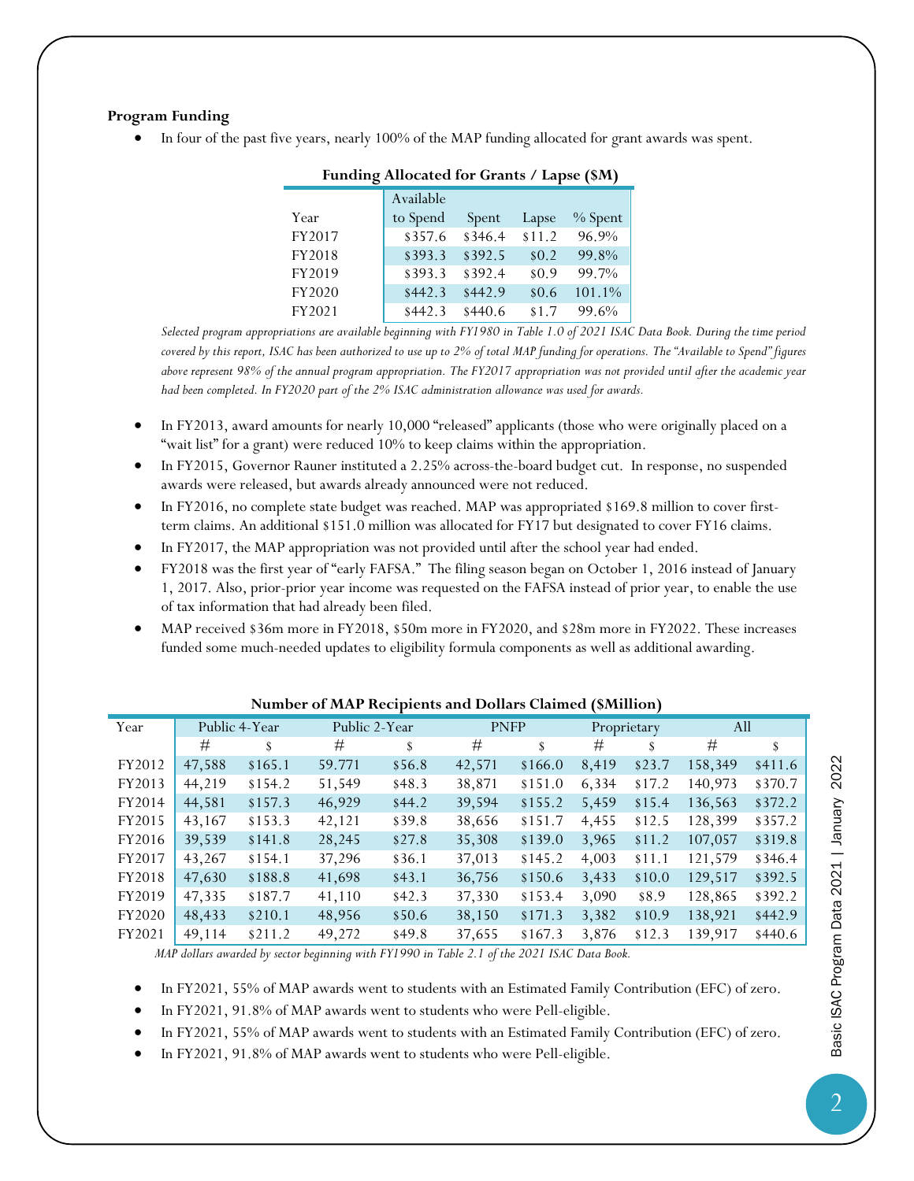**Program Funding**

- In four of the past five years, nearly 100% of the MAP funding allocated for grant awards was spent.

**Funding Allocated for Grants / Lapse ($M)**

| Year | Available to Spend | Spent | Lapse | % Spent |
|---|---|---|---|---|
| FY2017 | $357.6 | $346.4 | $11.2 | 96.9% |
| FY2018 | $393.3 | $392.5 | $0.2 | 99.8% |
| FY2019 | $393.3 | $392.4 | $0.9 | 99.7% |
| FY2020 | $442.3 | $442.9 | $0.6 | 101.1% |
| FY2021 | $442.3 | $440.6 | $1.7 | 99.6% |

*Selected program appropriations are available beginning with FY1980 in Table 1.0 of 2021 ISAC Data Book. During the time period covered by this report, ISAC has been authorized to use up to 2% of total MAP funding for operations. The "Available to Spend" figures above represent 98% of the annual program appropriation. The FY2017 appropriation was not provided until after the academic year had been completed. In FY2020 part of the 2% ISAC administration allowance was used for awards.*

- In FY2013, award amounts for nearly 10,000 "released" applicants (those who were originally placed on a "wait list" for a grant) were reduced 10% to keep claims within the appropriation.
- In FY2015, Governor Rauner instituted a 2.25% across-the-board budget cut. In response, no suspended awards were released, but awards already announced were not reduced.
- In FY2016, no complete state budget was reached. MAP was appropriated $169.8 million to cover first-term claims. An additional $151.0 million was allocated for FY17 but designated to cover FY16 claims.
- In FY2017, the MAP appropriation was not provided until after the school year had ended.
- FY2018 was the first year of "early FAFSA." The filing season began on October 1, 2016 instead of January 1, 2017. Also, prior-prior year income was requested on the FAFSA instead of prior year, to enable the use of tax information that had already been filed.
- MAP received $36m more in FY2018, $50m more in FY2020, and $28m more in FY2022. These increases funded some much-needed updates to eligibility formula components as well as additional awarding.

**Number of MAP Recipients and Dollars Claimed ($Million)**

| Year | Public 4-Year | | Public 2-Year | | PNFP | | Proprietary | | All | |
|---|---|---|---|---|---|---|---|---|---|---|
| | # | $ | # | $ | # | $ | # | $ | # | $ |
| FY2012 | 47,588 | $165.1 | 59.771 | $56.8 | 42,571 | $166.0 | 8,419 | $23.7 | 158,349 | $411.6 |
| FY2013 | 44,219 | $154.2 | 51,549 | $48.3 | 38,871 | $151.0 | 6,334 | $17.2 | 140,973 | $370.7 |
| FY2014 | 44,581 | $157.3 | 46,929 | $44.2 | 39,594 | $155.2 | 5,459 | $15.4 | 136,563 | $372.2 |
| FY2015 | 43,167 | $153.3 | 42,121 | $39.8 | 38,656 | $151.7 | 4,455 | $12.5 | 128,399 | $357.2 |
| FY2016 | 39,539 | $141.8 | 28,245 | $27.8 | 35,308 | $139.0 | 3,965 | $11.2 | 107,057 | $319.8 |
| FY2017 | 43,267 | $154.1 | 37,296 | $36.1 | 37,013 | $145.2 | 4,003 | $11.1 | 121,579 | $346.4 |
| FY2018 | 47,630 | $188.8 | 41,698 | $43.1 | 36,756 | $150.6 | 3,433 | $10.0 | 129,517 | $392.5 |
| FY2019 | 47,335 | $187.7 | 41,110 | $42.3 | 37,330 | $153.4 | 3,090 | $8.9 | 128,865 | $392.2 |
| FY2020 | 48,433 | $210.1 | 48,956 | $50.6 | 38,150 | $171.3 | 3,382 | $10.9 | 138,921 | $442.9 |
| FY2021 | 49,114 | $211.2 | 49,272 | $49.8 | 37,655 | $167.3 | 3,876 | $12.3 | 139,917 | $440.6 |

*MAP dollars awarded by sector beginning with FY1990 in Table 2.1 of the 2021 ISAC Data Book.*

- In FY2021, 55% of MAP awards went to students with an Estimated Family Contribution (EFC) of zero.
- In FY2021, 91.8% of MAP awards went to students who were Pell-eligible.
- In FY2021, 55% of MAP awards went to students with an Estimated Family Contribution (EFC) of zero.
- In FY2021, 91.8% of MAP awards went to students who were Pell-eligible.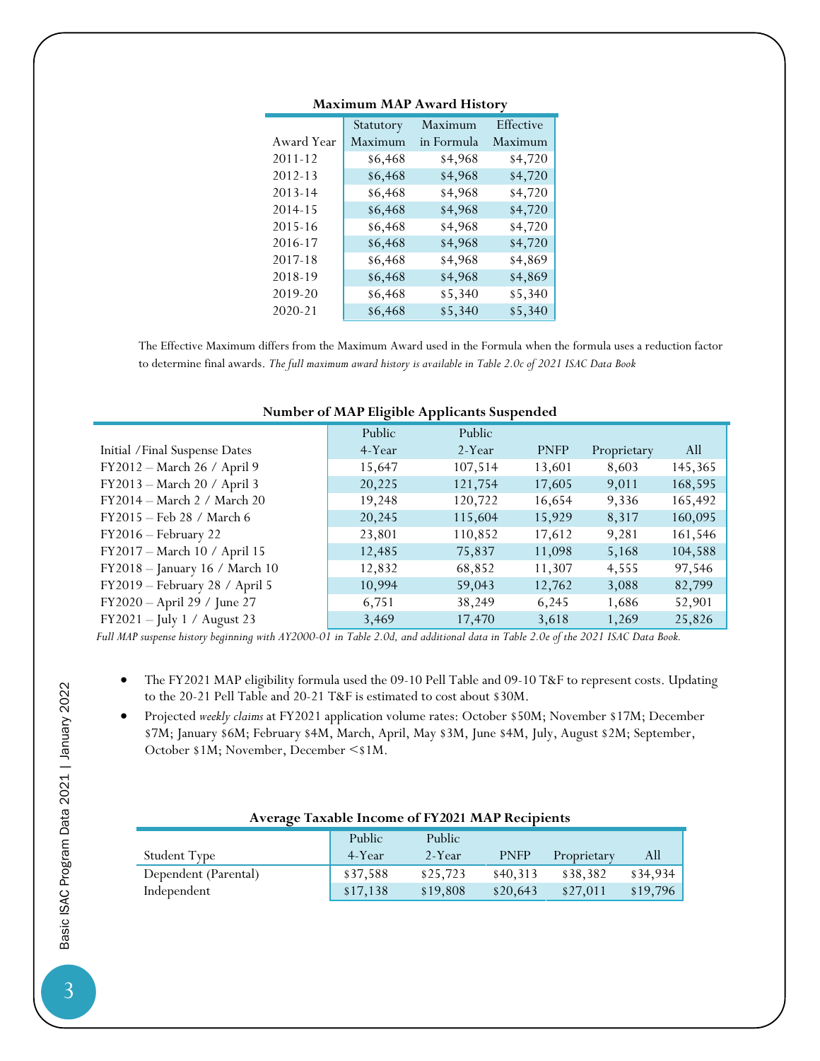**Maximum MAP Award History**

| Award Year | Statutory Maximum | Maximum in Formula | Effective Maximum |
|---|---|---|---|
| 2011-12 | $6,468 | $4,968 | $4,720 |
| 2012-13 | $6,468 | $4,968 | $4,720 |
| 2013-14 | $6,468 | $4,968 | $4,720 |
| 2014-15 | $6,468 | $4,968 | $4,720 |
| 2015-16 | $6,468 | $4,968 | $4,720 |
| 2016-17 | $6,468 | $4,968 | $4,720 |
| 2017-18 | $6,468 | $4,968 | $4,869 |
| 2018-19 | $6,468 | $4,968 | $4,869 |
| 2019-20 | $6,468 | $5,340 | $5,340 |
| 2020-21 | $6,468 | $5,340 | $5,340 |

The Effective Maximum differs from the Maximum Award used in the Formula when the formula uses a reduction factor to determine final awards. *The full maximum award history is available in Table 2.0c of 2021 ISAC Data Book*

**Number of MAP Eligible Applicants Suspended**

| Initial /Final Suspense Dates | Public 4-Year | Public 2-Year | PNFP | Proprietary | All |
|---|---|---|---|---|---|
| FY2012 – March 26 / April 9 | 15,647 | 107,514 | 13,601 | 8,603 | 145,365 |
| FY2013 – March 20 / April 3 | 20,225 | 121,754 | 17,605 | 9,011 | 168,595 |
| FY2014 – March 2 / March 20 | 19,248 | 120,722 | 16,654 | 9,336 | 165,492 |
| FY2015 – Feb 28 / March 6 | 20,245 | 115,604 | 15,929 | 8,317 | 160,095 |
| FY2016 – February 22 | 23,801 | 110,852 | 17,612 | 9,281 | 161,546 |
| FY2017 – March 10 / April 15 | 12,485 | 75,837 | 11,098 | 5,168 | 104,588 |
| FY2018 – January 16 / March 10 | 12,832 | 68,852 | 11,307 | 4,555 | 97,546 |
| FY2019 – February 28 / April 5 | 10,994 | 59,043 | 12,762 | 3,088 | 82,799 |
| FY2020 – April 29 / June 27 | 6,751 | 38,249 | 6,245 | 1,686 | 52,901 |
| FY2021 – July 1 / August 23 | 3,469 | 17,470 | 3,618 | 1,269 | 25,826 |

*Full MAP suspense history beginning with AY2000-01 in Table 2.0d, and additional data in Table 2.0e of the 2021 ISAC Data Book.*

- The FY2021 MAP eligibility formula used the 09-10 Pell Table and 09-10 T&F to represent costs. Updating to the 20-21 Pell Table and 20-21 T&F is estimated to cost about $30M.
- Projected *weekly claims* at FY2021 application volume rates: October $50M; November $17M; December $7M; January $6M; February $4M, March, April, May $3M, June $4M, July, August $2M; September, October $1M; November, December <$1M.

**Average Taxable Income of FY2021 MAP Recipients**

| Student Type | Public 4-Year | Public 2-Year | PNFP | Proprietary | All |
|---|---|---|---|---|---|
| Dependent (Parental) | $37,588 | $25,723 | $40,313 | $38,382 | $34,934 |
| Independent | $17,138 | $19,808 | $20,643 | $27,011 | $19,796 |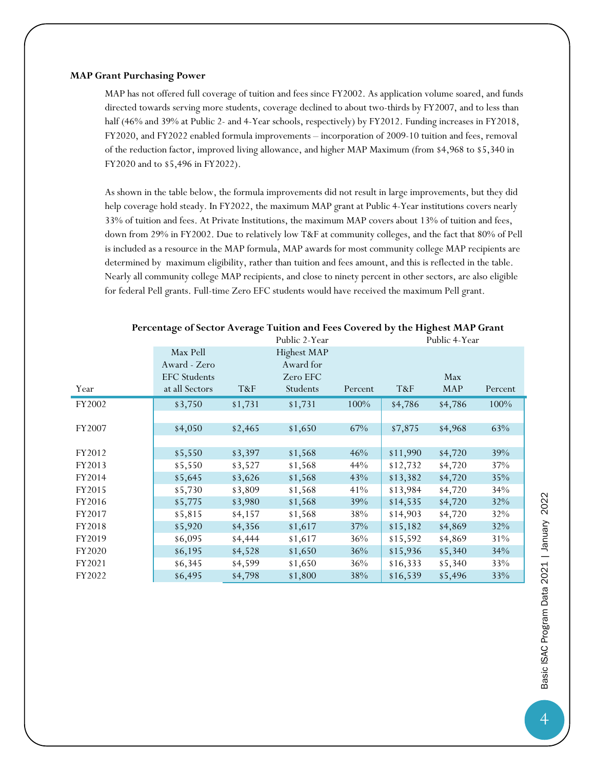**MAP Grant Purchasing Power**

MAP has not offered full coverage of tuition and fees since FY2002. As application volume soared, and funds directed towards serving more students, coverage declined to about two-thirds by FY2007, and to less than half (46% and 39% at Public 2- and 4-Year schools, respectively) by FY2012. Funding increases in FY2018, FY2020, and FY2022 enabled formula improvements – incorporation of 2009-10 tuition and fees, removal of the reduction factor, improved living allowance, and higher MAP Maximum (from $4,968 to $5,340 in FY2020 and to $5,496 in FY2022).

As shown in the table below, the formula improvements did not result in large improvements, but they did help coverage hold steady. In FY2022, the maximum MAP grant at Public 4-Year institutions covers nearly 33% of tuition and fees. At Private Institutions, the maximum MAP covers about 13% of tuition and fees, down from 29% in FY2002. Due to relatively low T&F at community colleges, and the fact that 80% of Pell is included as a resource in the MAP formula, MAP awards for most community college MAP recipients are determined by maximum eligibility, rather than tuition and fees amount, and this is reflected in the table. Nearly all community college MAP recipients, and close to ninety percent in other sectors, are also eligible for federal Pell grants. Full-time Zero EFC students would have received the maximum Pell grant.

**Percentage of Sector Average Tuition and Fees Covered by the Highest MAP Grant**

| | | Public 2-Year | | | Public 4-Year | | |
|---|---|---|---|---|---|---|---|
| Year | Max Pell Award - Zero EFC Students at all Sectors | T&F | Highest MAP Award for Zero EFC Students | Percent | T&F | Max MAP | Percent |
| FY2002 | $3,750 | $1,731 | $1,731 | 100% | $4,786 | $4,786 | 100% |
| FY2007 | $4,050 | $2,465 | $1,650 | 67% | $7,875 | $4,968 | 63% |
| FY2012 | $5,550 | $3,397 | $1,568 | 46% | $11,990 | $4,720 | 39% |
| FY2013 | $5,550 | $3,527 | $1,568 | 44% | $12,732 | $4,720 | 37% |
| FY2014 | $5,645 | $3,626 | $1,568 | 43% | $13,382 | $4,720 | 35% |
| FY2015 | $5,730 | $3,809 | $1,568 | 41% | $13,984 | $4,720 | 34% |
| FY2016 | $5,775 | $3,980 | $1,568 | 39% | $14,535 | $4,720 | 32% |
| FY2017 | $5,815 | $4,157 | $1,568 | 38% | $14,903 | $4,720 | 32% |
| FY2018 | $5,920 | $4,356 | $1,617 | 37% | $15,182 | $4,869 | 32% |
| FY2019 | $6,095 | $4,444 | $1,617 | 36% | $15,592 | $4,869 | 31% |
| FY2020 | $6,195 | $4,528 | $1,650 | 36% | $15,936 | $5,340 | 34% |
| FY2021 | $6,345 | $4,599 | $1,650 | 36% | $16,333 | $5,340 | 33% |
| FY2022 | $6,495 | $4,798 | $1,800 | 38% | $16,539 | $5,496 | 33% |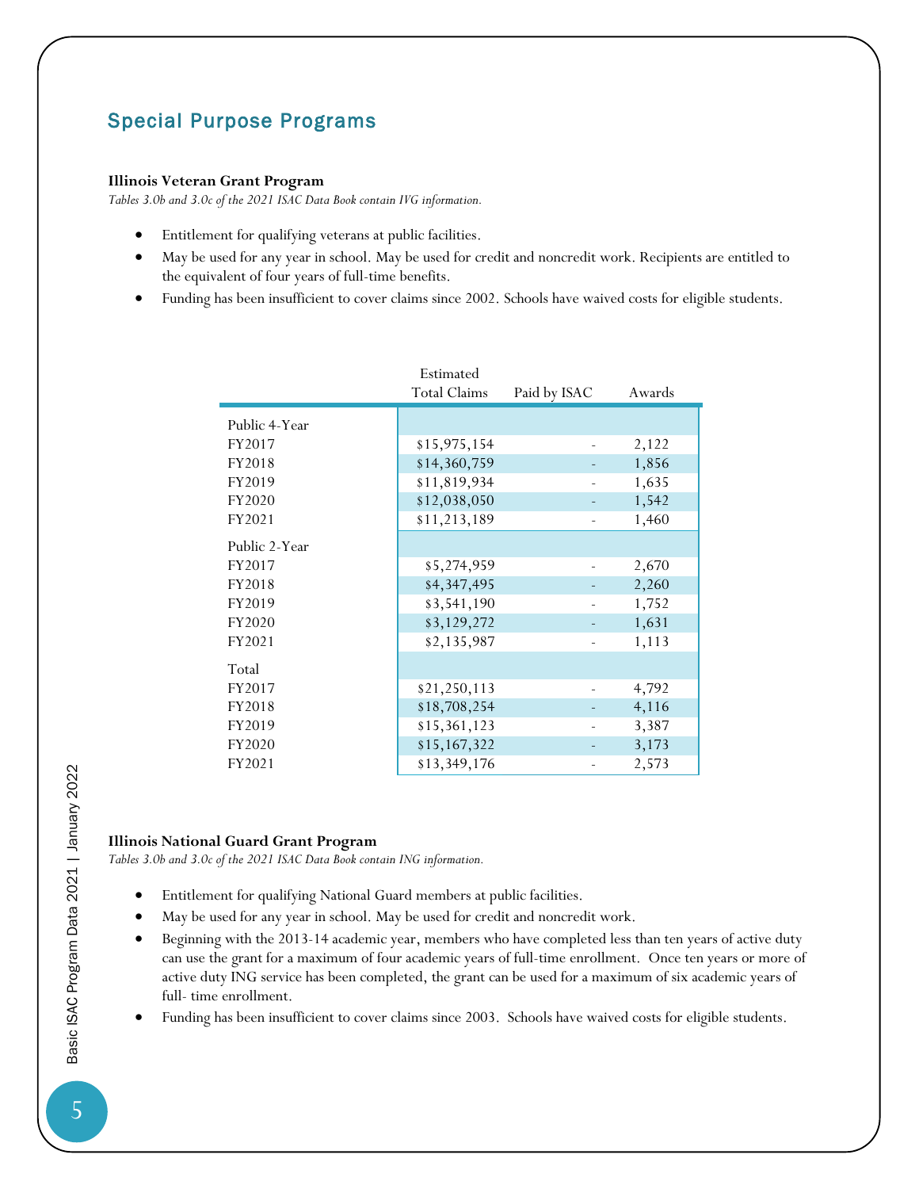## Special Purpose Programs

**Illinois Veteran Grant Program**

*Tables 3.0b and 3.0c of the 2021 ISAC Data Book contain IVG information.*

- Entitlement for qualifying veterans at public facilities.
- May be used for any year in school. May be used for credit and noncredit work. Recipients are entitled to the equivalent of four years of full-time benefits.
- Funding has been insufficient to cover claims since 2002. Schools have waived costs for eligible students.

| | Estimated Total Claims | Paid by ISAC | Awards |
|---|---|---|---|
| Public 4-Year | | | |
| FY2017 | $15,975,154 | - | 2,122 |
| FY2018 | $14,360,759 | - | 1,856 |
| FY2019 | $11,819,934 | - | 1,635 |
| FY2020 | $12,038,050 | - | 1,542 |
| FY2021 | $11,213,189 | - | 1,460 |
| Public 2-Year | | | |
| FY2017 | $5,274,959 | - | 2,670 |
| FY2018 | $4,347,495 | - | 2,260 |
| FY2019 | $3,541,190 | - | 1,752 |
| FY2020 | $3,129,272 | - | 1,631 |
| FY2021 | $2,135,987 | - | 1,113 |
| Total | | | |
| FY2017 | $21,250,113 | - | 4,792 |
| FY2018 | $18,708,254 | - | 4,116 |
| FY2019 | $15,361,123 | - | 3,387 |
| FY2020 | $15,167,322 | - | 3,173 |
| FY2021 | $13,349,176 | - | 2,573 |

**Illinois National Guard Grant Program**

*Tables 3.0b and 3.0c of the 2021 ISAC Data Book contain ING information.*

- Entitlement for qualifying National Guard members at public facilities.
- May be used for any year in school. May be used for credit and noncredit work.
- Beginning with the 2013-14 academic year, members who have completed less than ten years of active duty can use the grant for a maximum of four academic years of full-time enrollment. Once ten years or more of active duty ING service has been completed, the grant can be used for a maximum of six academic years of full- time enrollment.
- Funding has been insufficient to cover claims since 2003. Schools have waived costs for eligible students.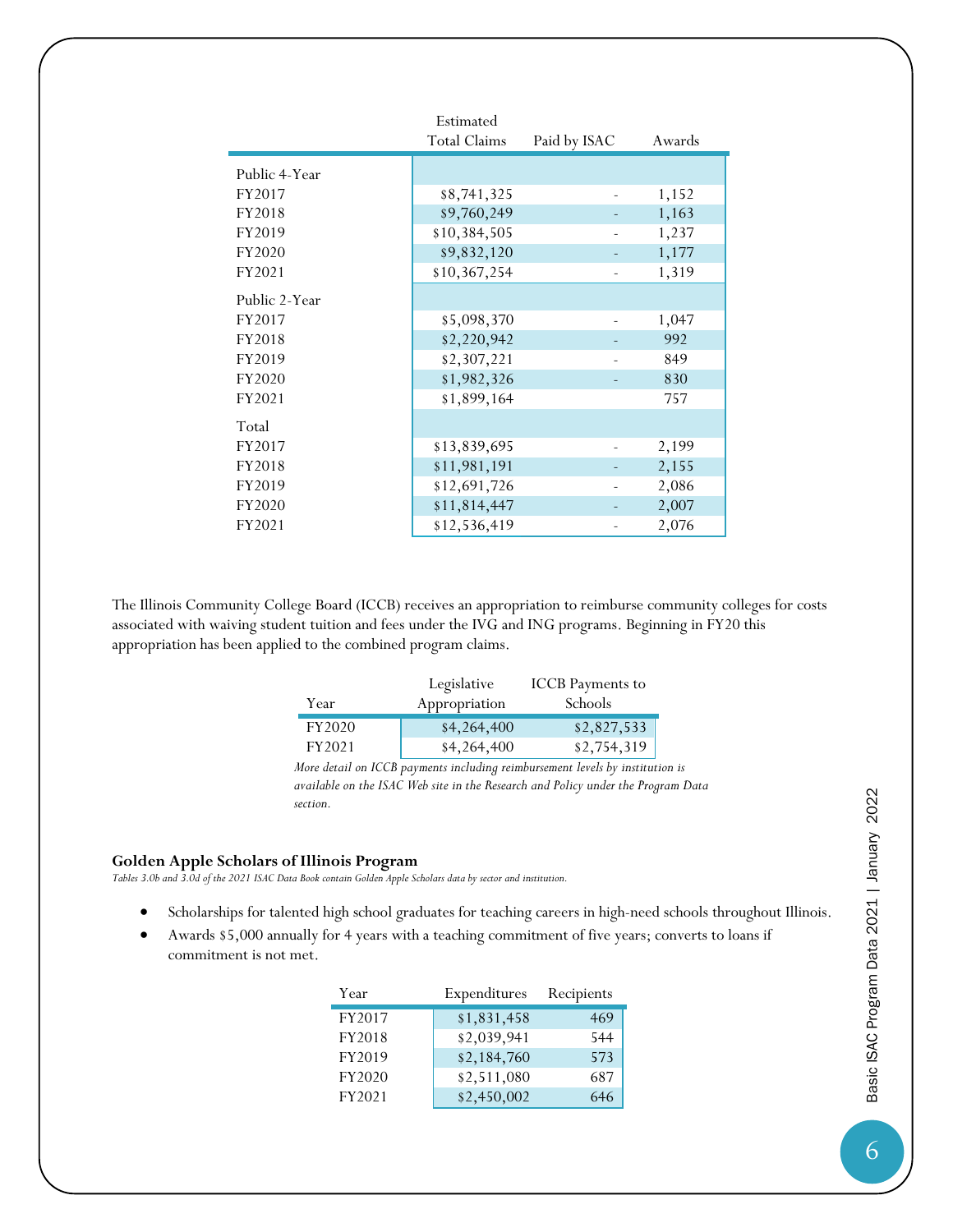| | Estimated Total Claims | Paid by ISAC | Awards |
|---|---|---|---|
| Public 4-Year | | | |
| FY2017 | $8,741,325 | - | 1,152 |
| FY2018 | $9,760,249 | - | 1,163 |
| FY2019 | $10,384,505 | - | 1,237 |
| FY2020 | $9,832,120 | - | 1,177 |
| FY2021 | $10,367,254 | - | 1,319 |
| Public 2-Year | | | |
| FY2017 | $5,098,370 | - | 1,047 |
| FY2018 | $2,220,942 | - | 992 |
| FY2019 | $2,307,221 | - | 849 |
| FY2020 | $1,982,326 | - | 830 |
| FY2021 | $1,899,164 | | 757 |
| Total | | | |
| FY2017 | $13,839,695 | - | 2,199 |
| FY2018 | $11,981,191 | - | 2,155 |
| FY2019 | $12,691,726 | - | 2,086 |
| FY2020 | $11,814,447 | - | 2,007 |
| FY2021 | $12,536,419 | - | 2,076 |

The Illinois Community College Board (ICCB) receives an appropriation to reimburse community colleges for costs associated with waiving student tuition and fees under the IVG and ING programs. Beginning in FY20 this appropriation has been applied to the combined program claims.

| Year | Legislative Appropriation | ICCB Payments to Schools |
|---|---|---|
| FY2020 | $4,264,400 | $2,827,533 |
| FY2021 | $4,264,400 | $2,754,319 |

*More detail on ICCB payments including reimbursement levels by institution is available on the ISAC Web site in the Research and Policy under the Program Data section.*

## Golden Apple Scholars of Illinois Program

*Tables 3.0b and 3.0d of the 2021 ISAC Data Book contain Golden Apple Scholars data by sector and institution.*

- Scholarships for talented high school graduates for teaching careers in high-need schools throughout Illinois.
- Awards $5,000 annually for 4 years with a teaching commitment of five years; converts to loans if commitment is not met.

| Year | Expenditures | Recipients |
|---|---|---|
| FY2017 | $1,831,458 | 469 |
| FY2018 | $2,039,941 | 544 |
| FY2019 | $2,184,760 | 573 |
| FY2020 | $2,511,080 | 687 |
| FY2021 | $2,450,002 | 646 |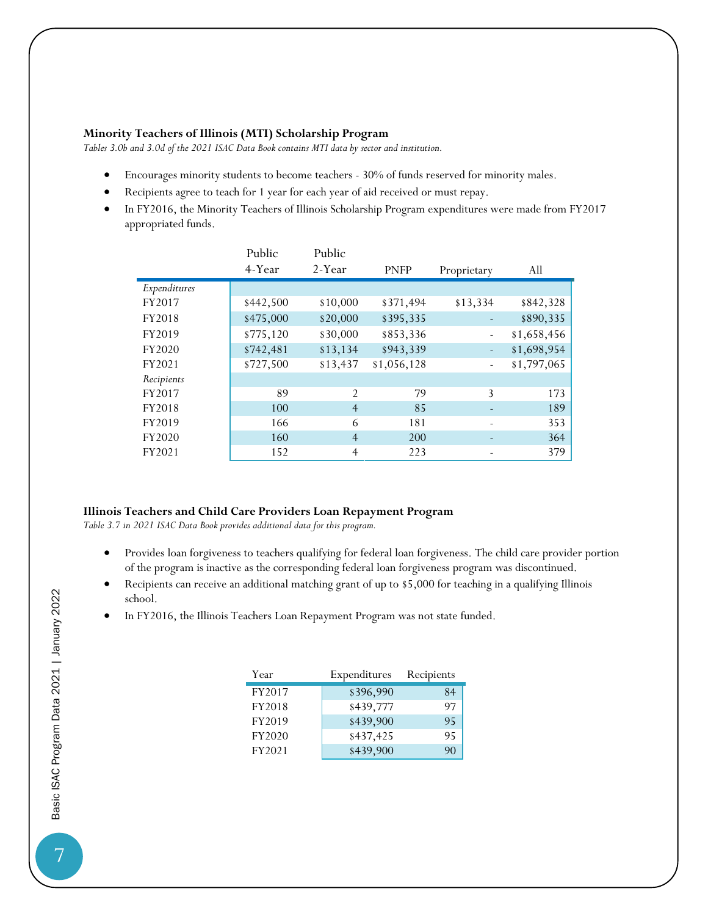### Minority Teachers of Illinois (MTI) Scholarship Program

*Tables 3.0b and 3.0d of the 2021 ISAC Data Book contains MTI data by sector and institution.*

- Encourages minority students to become teachers - 30% of funds reserved for minority males.
- Recipients agree to teach for 1 year for each year of aid received or must repay.
- In FY2016, the Minority Teachers of Illinois Scholarship Program expenditures were made from FY2017 appropriated funds.

| | Public 4-Year | Public 2-Year | PNFP | Proprietary | All |
|---|---|---|---|---|---|
| *Expenditures* | | | | | |
| FY2017 | $442,500 | $10,000 | $371,494 | $13,334 | $842,328 |
| FY2018 | $475,000 | $20,000 | $395,335 | - | $890,335 |
| FY2019 | $775,120 | $30,000 | $853,336 | - | $1,658,456 |
| FY2020 | $742,481 | $13,134 | $943,339 | - | $1,698,954 |
| FY2021 | $727,500 | $13,437 | $1,056,128 | - | $1,797,065 |
| *Recipients* | | | | | |
| FY2017 | 89 | 2 | 79 | 3 | 173 |
| FY2018 | 100 | 4 | 85 | - | 189 |
| FY2019 | 166 | 6 | 181 | - | 353 |
| FY2020 | 160 | 4 | 200 | - | 364 |
| FY2021 | 152 | 4 | 223 | - | 379 |

### Illinois Teachers and Child Care Providers Loan Repayment Program

*Table 3.7 in 2021 ISAC Data Book provides additional data for this program.*

- Provides loan forgiveness to teachers qualifying for federal loan forgiveness. The child care provider portion of the program is inactive as the corresponding federal loan forgiveness program was discontinued.
- Recipients can receive an additional matching grant of up to $5,000 for teaching in a qualifying Illinois school.
- In FY2016, the Illinois Teachers Loan Repayment Program was not state funded.

| Year | Expenditures | Recipients |
|---|---|---|
| FY2017 | $396,990 | 84 |
| FY2018 | $439,777 | 97 |
| FY2019 | $439,900 | 95 |
| FY2020 | $437,425 | 95 |
| FY2021 | $439,900 | 90 |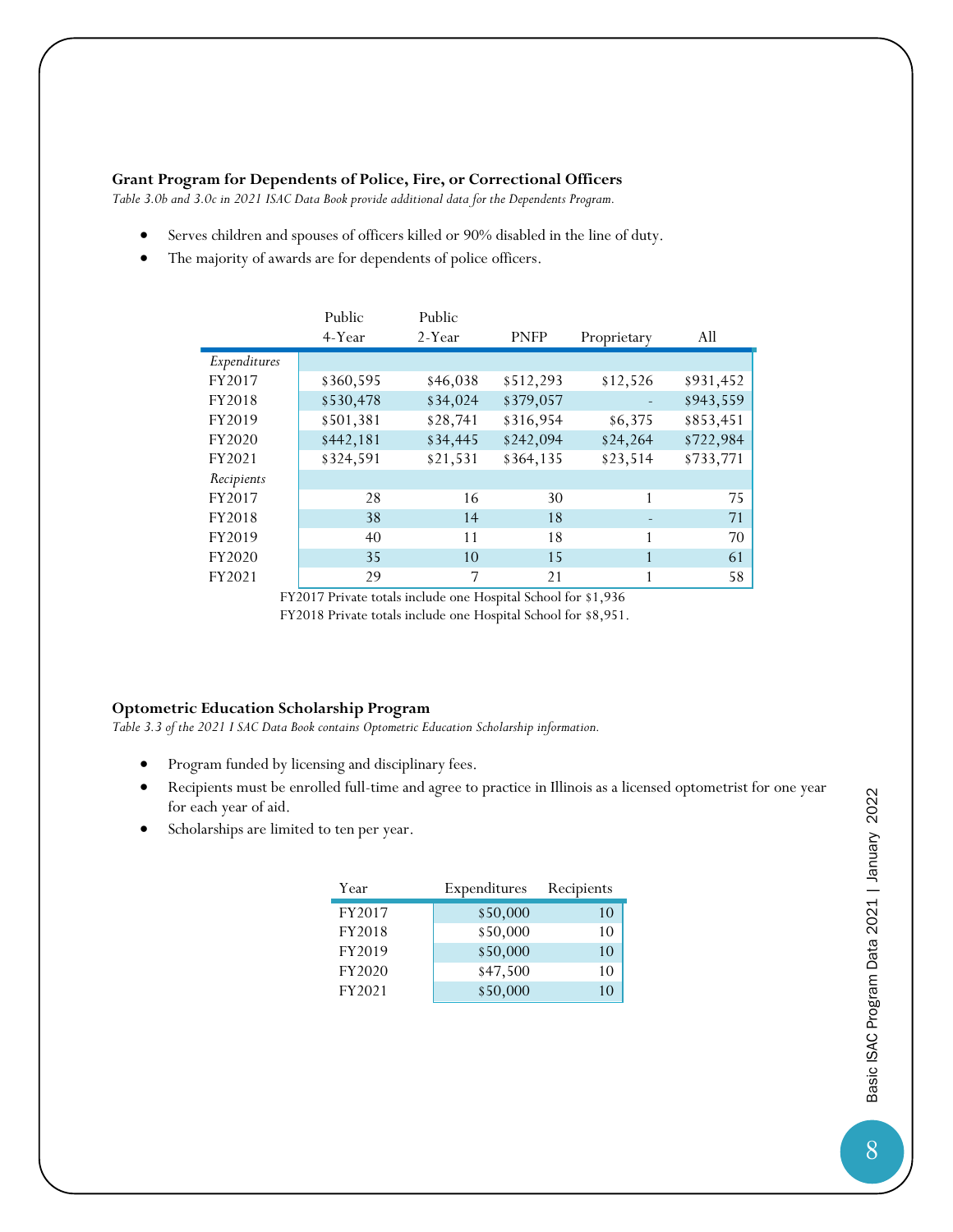### Grant Program for Dependents of Police, Fire, or Correctional Officers

*Table 3.0b and 3.0c in 2021 ISAC Data Book provide additional data for the Dependents Program.*

- Serves children and spouses of officers killed or 90% disabled in the line of duty.
- The majority of awards are for dependents of police officers.

| | Public 4-Year | Public 2-Year | PNFP | Proprietary | All |
|---|---|---|---|---|---|
| *Expenditures* | | | | | |
| FY2017 | $360,595 | $46,038 | $512,293 | $12,526 | $931,452 |
| FY2018 | $530,478 | $34,024 | $379,057 | - | $943,559 |
| FY2019 | $501,381 | $28,741 | $316,954 | $6,375 | $853,451 |
| FY2020 | $442,181 | $34,445 | $242,094 | $24,264 | $722,984 |
| FY2021 | $324,591 | $21,531 | $364,135 | $23,514 | $733,771 |
| *Recipients* | | | | | |
| FY2017 | 28 | 16 | 30 | 1 | 75 |
| FY2018 | 38 | 14 | 18 | - | 71 |
| FY2019 | 40 | 11 | 18 | 1 | 70 |
| FY2020 | 35 | 10 | 15 | 1 | 61 |
| FY2021 | 29 | 7 | 21 | 1 | 58 |

FY2017 Private totals include one Hospital School for $1,936

FY2018 Private totals include one Hospital School for $8,951.

### Optometric Education Scholarship Program

*Table 3.3 of the 2021 I SAC Data Book contains Optometric Education Scholarship information.*

- Program funded by licensing and disciplinary fees.
- Recipients must be enrolled full-time and agree to practice in Illinois as a licensed optometrist for one year for each year of aid.
- Scholarships are limited to ten per year.

| Year | Expenditures | Recipients |
|---|---|---|
| FY2017 | $50,000 | 10 |
| FY2018 | $50,000 | 10 |
| FY2019 | $50,000 | 10 |
| FY2020 | $47,500 | 10 |
| FY2021 | $50,000 | 10 |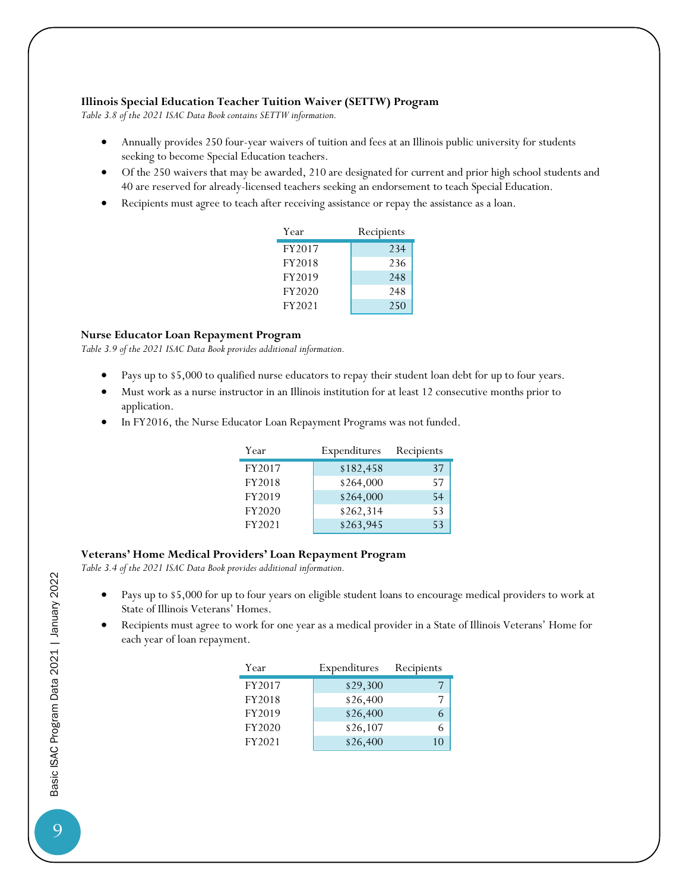### Illinois Special Education Teacher Tuition Waiver (SETTW) Program

*Table 3.8 of the 2021 ISAC Data Book contains SETTW information.*

- Annually provides 250 four-year waivers of tuition and fees at an Illinois public university for students seeking to become Special Education teachers.
- Of the 250 waivers that may be awarded, 210 are designated for current and prior high school students and 40 are reserved for already-licensed teachers seeking an endorsement to teach Special Education.
- Recipients must agree to teach after receiving assistance or repay the assistance as a loan.

| Year | Recipients |
|---|---|
| FY2017 | 234 |
| FY2018 | 236 |
| FY2019 | 248 |
| FY2020 | 248 |
| FY2021 | 250 |

### Nurse Educator Loan Repayment Program

*Table 3.9 of the 2021 ISAC Data Book provides additional information.*

- Pays up to $5,000 to qualified nurse educators to repay their student loan debt for up to four years.
- Must work as a nurse instructor in an Illinois institution for at least 12 consecutive months prior to application.
- In FY2016, the Nurse Educator Loan Repayment Programs was not funded.

| Year | Expenditures | Recipients |
|---|---|---|
| FY2017 | $182,458 | 37 |
| FY2018 | $264,000 | 57 |
| FY2019 | $264,000 | 54 |
| FY2020 | $262,314 | 53 |
| FY2021 | $263,945 | 53 |

### Veterans' Home Medical Providers' Loan Repayment Program

*Table 3.4 of the 2021 ISAC Data Book provides additional information.*

- Pays up to $5,000 for up to four years on eligible student loans to encourage medical providers to work at State of Illinois Veterans' Homes.
- Recipients must agree to work for one year as a medical provider in a State of Illinois Veterans' Home for each year of loan repayment.

| Year | Expenditures | Recipients |
|---|---|---|
| FY2017 | $29,300 | 7 |
| FY2018 | $26,400 | 7 |
| FY2019 | $26,400 | 6 |
| FY2020 | $26,107 | 6 |
| FY2021 | $26,400 | 10 |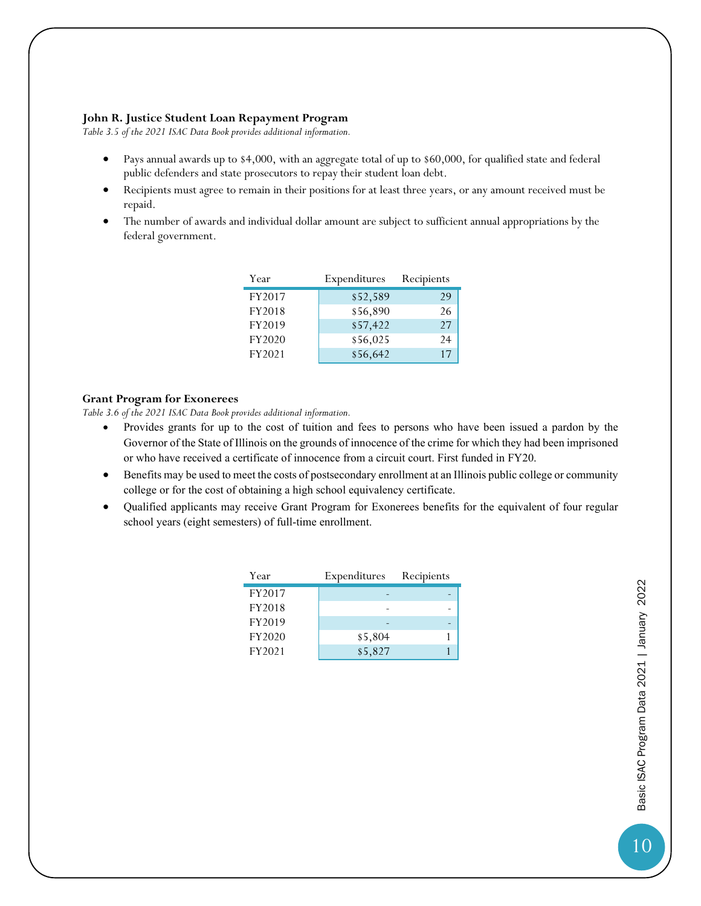### John R. Justice Student Loan Repayment Program

*Table 3.5 of the 2021 ISAC Data Book provides additional information.*

- Pays annual awards up to $4,000, with an aggregate total of up to $60,000, for qualified state and federal public defenders and state prosecutors to repay their student loan debt.
- Recipients must agree to remain in their positions for at least three years, or any amount received must be repaid.
- The number of awards and individual dollar amount are subject to sufficient annual appropriations by the federal government.

| Year | Expenditures | Recipients |
|---|---|---|
| FY2017 | $52,589 | 29 |
| FY2018 | $56,890 | 26 |
| FY2019 | $57,422 | 27 |
| FY2020 | $56,025 | 24 |
| FY2021 | $56,642 | 17 |

### Grant Program for Exonerees

*Table 3.6 of the 2021 ISAC Data Book provides additional information.*

- Provides grants for up to the cost of tuition and fees to persons who have been issued a pardon by the Governor of the State of Illinois on the grounds of innocence of the crime for which they had been imprisoned or who have received a certificate of innocence from a circuit court. First funded in FY20.
- Benefits may be used to meet the costs of postsecondary enrollment at an Illinois public college or community college or for the cost of obtaining a high school equivalency certificate.
- Qualified applicants may receive Grant Program for Exonerees benefits for the equivalent of four regular school years (eight semesters) of full-time enrollment.

| Year | Expenditures | Recipients |
|---|---|---|
| FY2017 | - | - |
| FY2018 | - | - |
| FY2019 | - | - |
| FY2020 | $5,804 | 1 |
| FY2021 | $5,827 | 1 |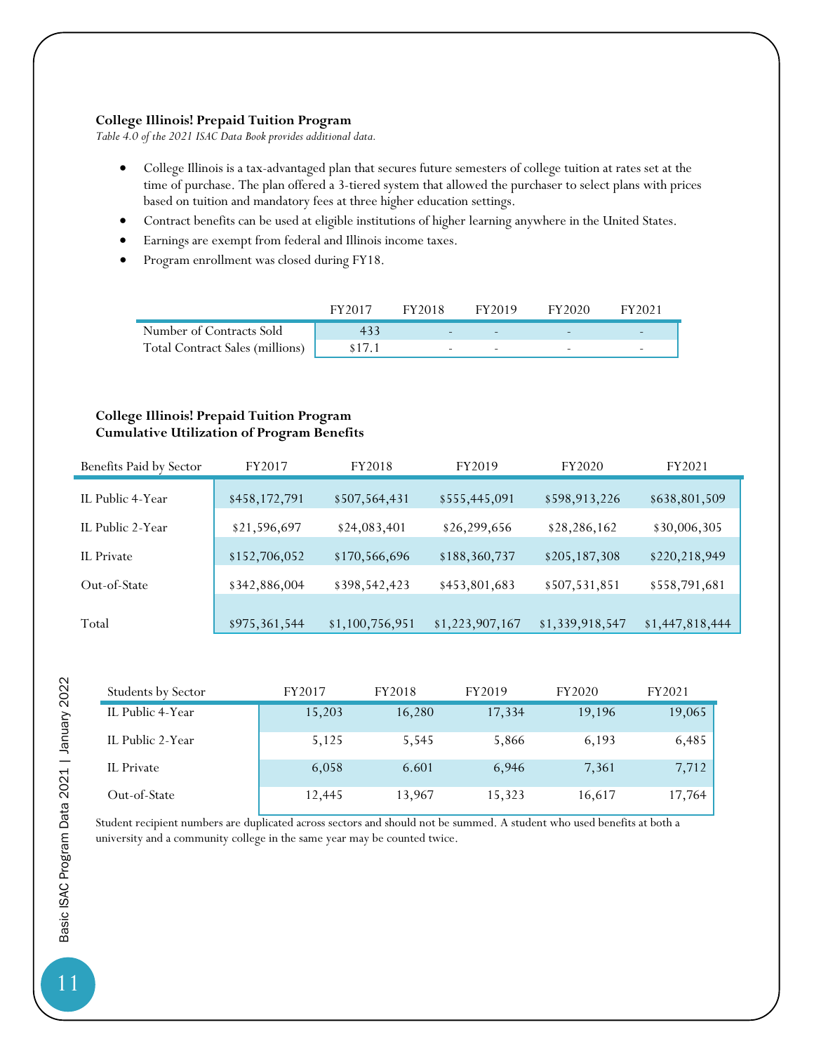**College Illinois! Prepaid Tuition Program**

*Table 4.0 of the 2021 ISAC Data Book provides additional data.*

- College Illinois is a tax-advantaged plan that secures future semesters of college tuition at rates set at the time of purchase. The plan offered a 3-tiered system that allowed the purchaser to select plans with prices based on tuition and mandatory fees at three higher education settings.
- Contract benefits can be used at eligible institutions of higher learning anywhere in the United States.
- Earnings are exempt from federal and Illinois income taxes.
- Program enrollment was closed during FY18.

| | FY2017 | FY2018 | FY2019 | FY2020 | FY2021 |
|---|---|---|---|---|---|
| Number of Contracts Sold | 433 | - | - | - | - |
| Total Contract Sales (millions) | $17.1 | - | - | - | - |

**College Illinois! Prepaid Tuition Program**
**Cumulative Utilization of Program Benefits**

| Benefits Paid by Sector | FY2017 | FY2018 | FY2019 | FY2020 | FY2021 |
|---|---|---|---|---|---|
| IL Public 4-Year | $458,172,791 | $507,564,431 | $555,445,091 | $598,913,226 | $638,801,509 |
| IL Public 2-Year | $21,596,697 | $24,083,401 | $26,299,656 | $28,286,162 | $30,006,305 |
| IL Private | $152,706,052 | $170,566,696 | $188,360,737 | $205,187,308 | $220,218,949 |
| Out-of-State | $342,886,004 | $398,542,423 | $453,801,683 | $507,531,851 | $558,791,681 |
| Total | $975,361,544 | $1,100,756,951 | $1,223,907,167 | $1,339,918,547 | $1,447,818,444 |

| Students by Sector | FY2017 | FY2018 | FY2019 | FY2020 | FY2021 |
|---|---|---|---|---|---|
| IL Public 4-Year | 15,203 | 16,280 | 17,334 | 19,196 | 19,065 |
| IL Public 2-Year | 5,125 | 5,545 | 5,866 | 6,193 | 6,485 |
| IL Private | 6,058 | 6.601 | 6,946 | 7,361 | 7,712 |
| Out-of-State | 12,445 | 13,967 | 15,323 | 16,617 | 17,764 |

Student recipient numbers are duplicated across sectors and should not be summed. A student who used benefits at both a university and a community college in the same year may be counted twice.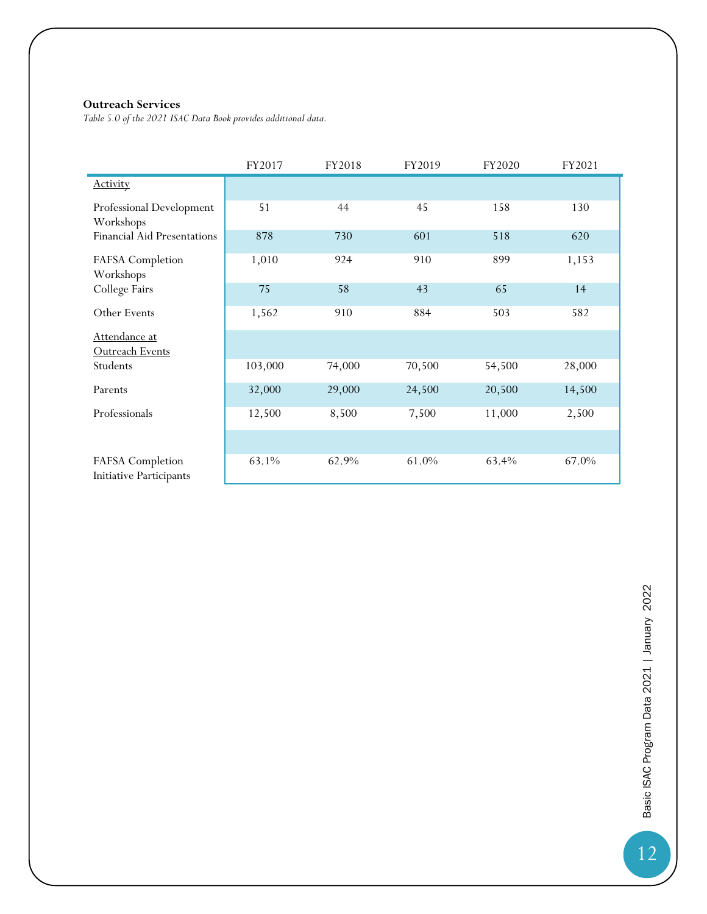**Outreach Services**

*Table 5.0 of the 2021 ISAC Data Book provides additional data.*

| | FY2017 | FY2018 | FY2019 | FY2020 | FY2021 |
|---|---|---|---|---|---|
| Activity | | | | | |
| Professional Development Workshops | 51 | 44 | 45 | 158 | 130 |
| Financial Aid Presentations | 878 | 730 | 601 | 518 | 620 |
| FAFSA Completion Workshops | 1,010 | 924 | 910 | 899 | 1,153 |
| College Fairs | 75 | 58 | 43 | 65 | 14 |
| Other Events | 1,562 | 910 | 884 | 503 | 582 |
| Attendance at Outreach Events | | | | | |
| Students | 103,000 | 74,000 | 70,500 | 54,500 | 28,000 |
| Parents | 32,000 | 29,000 | 24,500 | 20,500 | 14,500 |
| Professionals | 12,500 | 8,500 | 7,500 | 11,000 | 2,500 |
| | | | | | |
| FAFSA Completion Initiative Participants | 63.1% | 62.9% | 61.0% | 63.4% | 67.0% |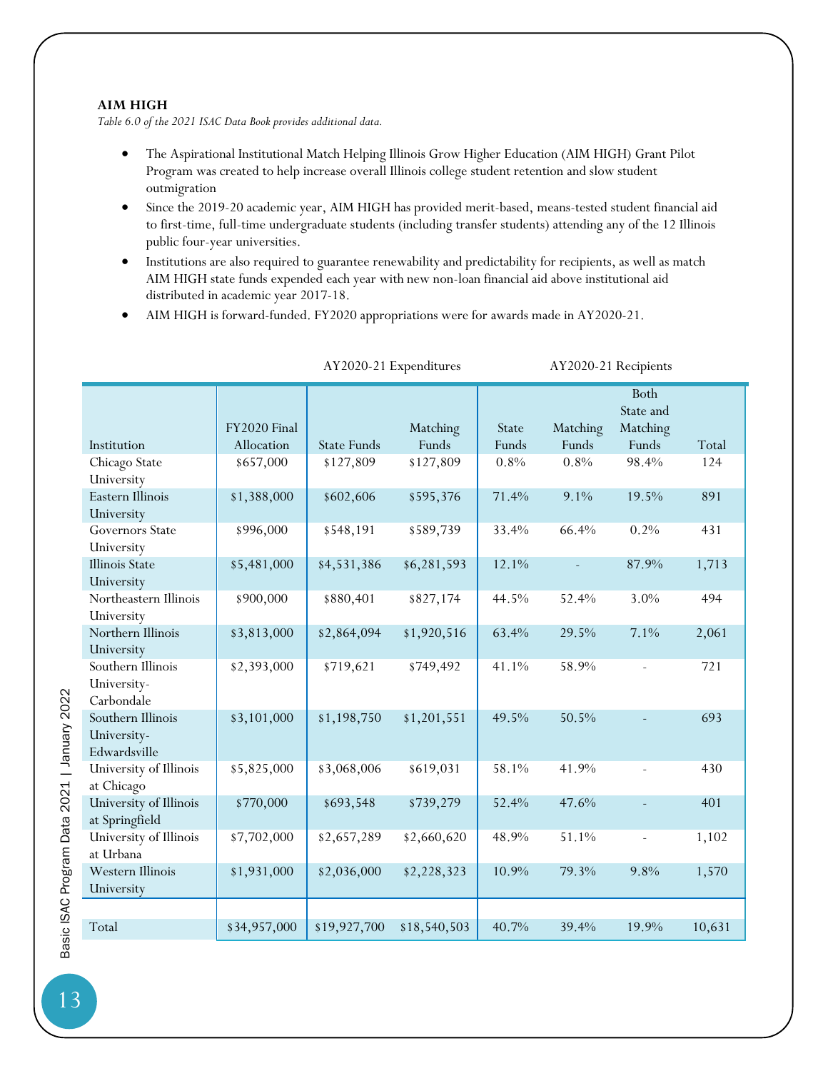## AIM HIGH

*Table 6.0 of the 2021 ISAC Data Book provides additional data.*

- The Aspirational Institutional Match Helping Illinois Grow Higher Education (AIM HIGH) Grant Pilot Program was created to help increase overall Illinois college student retention and slow student outmigration
- Since the 2019-20 academic year, AIM HIGH has provided merit-based, means-tested student financial aid to first-time, full-time undergraduate students (including transfer students) attending any of the 12 Illinois public four-year universities.
- Institutions are also required to guarantee renewability and predictability for recipients, as well as match AIM HIGH state funds expended each year with new non-loan financial aid above institutional aid distributed in academic year 2017-18.
- AIM HIGH is forward-funded. FY2020 appropriations were for awards made in AY2020-21.

| | | AY2020-21 Expenditures | | AY2020-21 Recipients | | | |
|---|---|---|---|---|---|---|---|
| Institution | FY2020 Final Allocation | State Funds | Matching Funds | State Funds | Matching Funds | Both State and Matching Funds | Total |
| Chicago State University | $657,000 | $127,809 | $127,809 | 0.8% | 0.8% | 98.4% | 124 |
| Eastern Illinois University | $1,388,000 | $602,606 | $595,376 | 71.4% | 9.1% | 19.5% | 891 |
| Governors State University | $996,000 | $548,191 | $589,739 | 33.4% | 66.4% | 0.2% | 431 |
| Illinois State University | $5,481,000 | $4,531,386 | $6,281,593 | 12.1% | - | 87.9% | 1,713 |
| Northeastern Illinois University | $900,000 | $880,401 | $827,174 | 44.5% | 52.4% | 3.0% | 494 |
| Northern Illinois University | $3,813,000 | $2,864,094 | $1,920,516 | 63.4% | 29.5% | 7.1% | 2,061 |
| Southern Illinois University-Carbondale | $2,393,000 | $719,621 | $749,492 | 41.1% | 58.9% | - | 721 |
| Southern Illinois University-Edwardsville | $3,101,000 | $1,198,750 | $1,201,551 | 49.5% | 50.5% | - | 693 |
| University of Illinois at Chicago | $5,825,000 | $3,068,006 | $619,031 | 58.1% | 41.9% | - | 430 |
| University of Illinois at Springfield | $770,000 | $693,548 | $739,279 | 52.4% | 47.6% | - | 401 |
| University of Illinois at Urbana | $7,702,000 | $2,657,289 | $2,660,620 | 48.9% | 51.1% | - | 1,102 |
| Western Illinois University | $1,931,000 | $2,036,000 | $2,228,323 | 10.9% | 79.3% | 9.8% | 1,570 |
| Total | $34,957,000 | $19,927,700 | $18,540,503 | 40.7% | 39.4% | 19.9% | 10,631 |